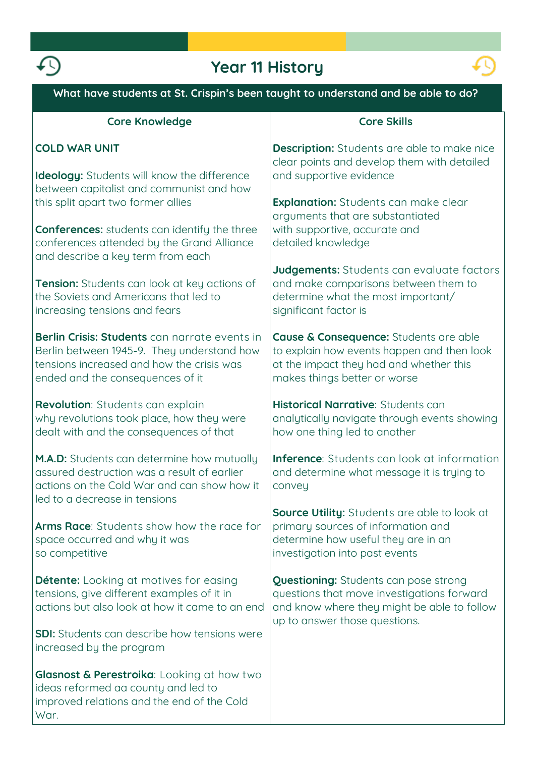# Year 11 History

| What have students at St. Crispin's been taught to understand and be able to do? | |
|---|---|
| **Core Knowledge** | **Core Skills** |
| **COLD WAR UNIT** | **Description:** Students are able to make nice clear points and develop them with detailed and supportive evidence |
| **Ideology:** Students will know the difference between capitalist and communist and how this split apart two former allies | **Explanation:** Students can make clear arguments that are substantiated with supportive, accurate and detailed knowledge |
| **Conferences:** students can identify the three conferences attended by the Grand Alliance and describe a key term from each | **Judgements:** Students can evaluate factors and make comparisons between them to determine what the most important/ significant factor is |
| **Tension:** Students can look at key actions of the Soviets and Americans that led to increasing tensions and fears | **Cause & Consequence:** Students are able to explain how events happen and then look at the impact they had and whether this makes things better or worse |
| **Berlin Crisis: Students** can narrate events in Berlin between 1945-9. They understand how tensions increased and how the crisis was ended and the consequences of it | **Historical Narrative**: Students can analytically navigate through events showing how one thing led to another |
| **Revolution**: Students can explain why revolutions took place, how they were dealt with and the consequences of that | **Inference**: Students can look at information and determine what message it is trying to convey |
| **M.A.D:** Students can determine how mutually assured destruction was a result of earlier actions on the Cold War and can show how it led to a decrease in tensions | **Source Utility:** Students are able to look at primary sources of information and determine how useful they are in an investigation into past events |
| **Arms Race**: Students show how the race for space occurred and why it was so competitive | **Questioning:** Students can pose strong questions that move investigations forward and know where they might be able to follow up to answer those questions. |
| **Détente:** Looking at motives for easing tensions, give different examples of it in actions but also look at how it came to an end | |
| **SDI:** Students can describe how tensions were increased by the program | |
| **Glasnost & Perestroika**: Looking at how two ideas reformed aa county and led to improved relations and the end of the Cold War. | |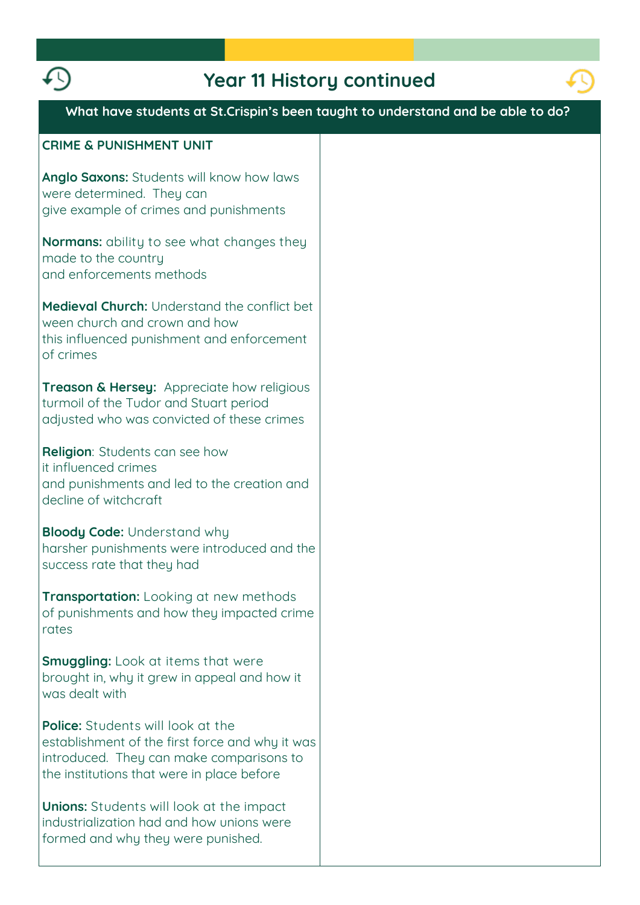# Year 11 History continued

**What have students at St.Crispin's been taught to understand and be able to do?**

**CRIME & PUNISHMENT UNIT**

**Anglo Saxons:** Students will know how laws were determined. They can give example of crimes and punishments

**Normans:** ability to see what changes they made to the country and enforcements methods

**Medieval Church:** Understand the conflict between church and crown and how this influenced punishment and enforcement of crimes

**Treason & Hersey:** Appreciate how religious turmoil of the Tudor and Stuart period adjusted who was convicted of these crimes

**Religion**: Students can see how it influenced crimes and punishments and led to the creation and decline of witchcraft

**Bloody Code:** Understand why harsher punishments were introduced and the success rate that they had

**Transportation:** Looking at new methods of punishments and how they impacted crime rates

**Smuggling:** Look at items that were brought in, why it grew in appeal and how it was dealt with

**Police:** Students will look at the establishment of the first force and why it was introduced. They can make comparisons to the institutions that were in place before

**Unions:** Students will look at the impact industrialization had and how unions were formed and why they were punished.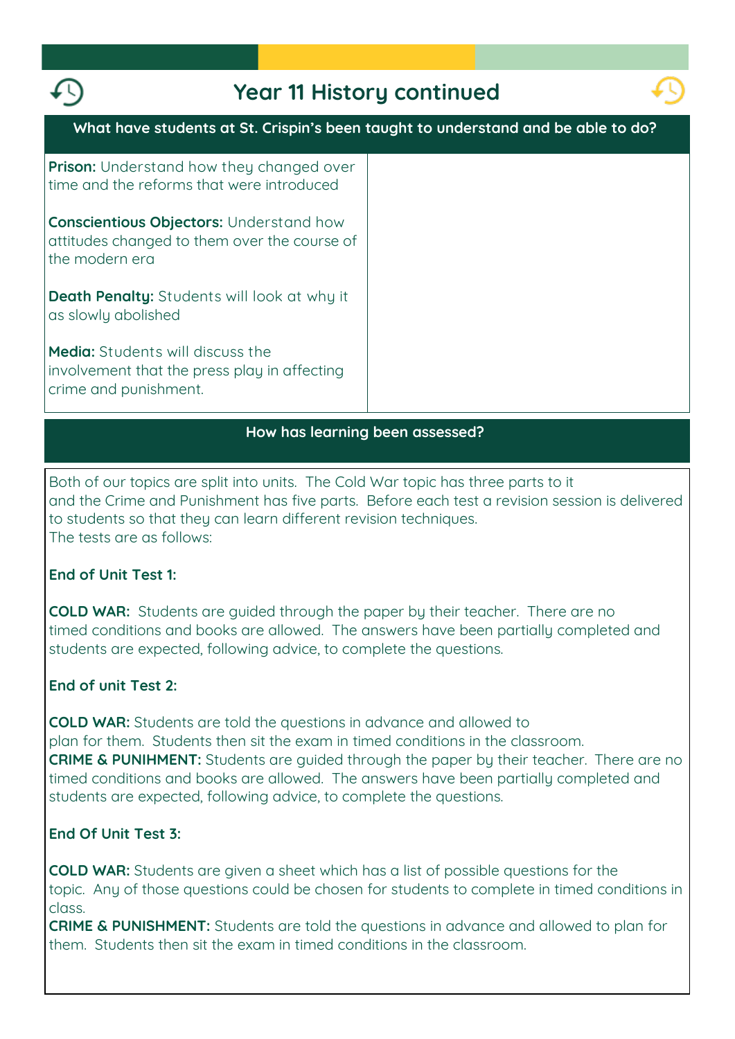# Year 11 History continued

## What have students at St. Crispin's been taught to understand and be able to do?

**Prison:** Understand how they changed over time and the reforms that were introduced

**Conscientious Objectors:** Understand how attitudes changed to them over the course of the modern era

**Death Penalty:** Students will look at why it as slowly abolished

**Media:** Students will discuss the involvement that the press play in affecting crime and punishment.

## How has learning been assessed?

Both of our topics are split into units. The Cold War topic has three parts to it and the Crime and Punishment has five parts. Before each test a revision session is delivered to students so that they can learn different revision techniques.
The tests are as follows:

**End of Unit Test 1:**

**COLD WAR:** Students are guided through the paper by their teacher. There are no timed conditions and books are allowed. The answers have been partially completed and students are expected, following advice, to complete the questions.

**End of unit Test 2:**

**COLD WAR:** Students are told the questions in advance and allowed to plan for them. Students then sit the exam in timed conditions in the classroom.
**CRIME & PUNIHMENT:** Students are guided through the paper by their teacher. There are no timed conditions and books are allowed. The answers have been partially completed and students are expected, following advice, to complete the questions.

**End Of Unit Test 3:**

**COLD WAR:** Students are given a sheet which has a list of possible questions for the topic. Any of those questions could be chosen for students to complete in timed conditions in class.
**CRIME & PUNISHMENT:** Students are told the questions in advance and allowed to plan for them. Students then sit the exam in timed conditions in the classroom.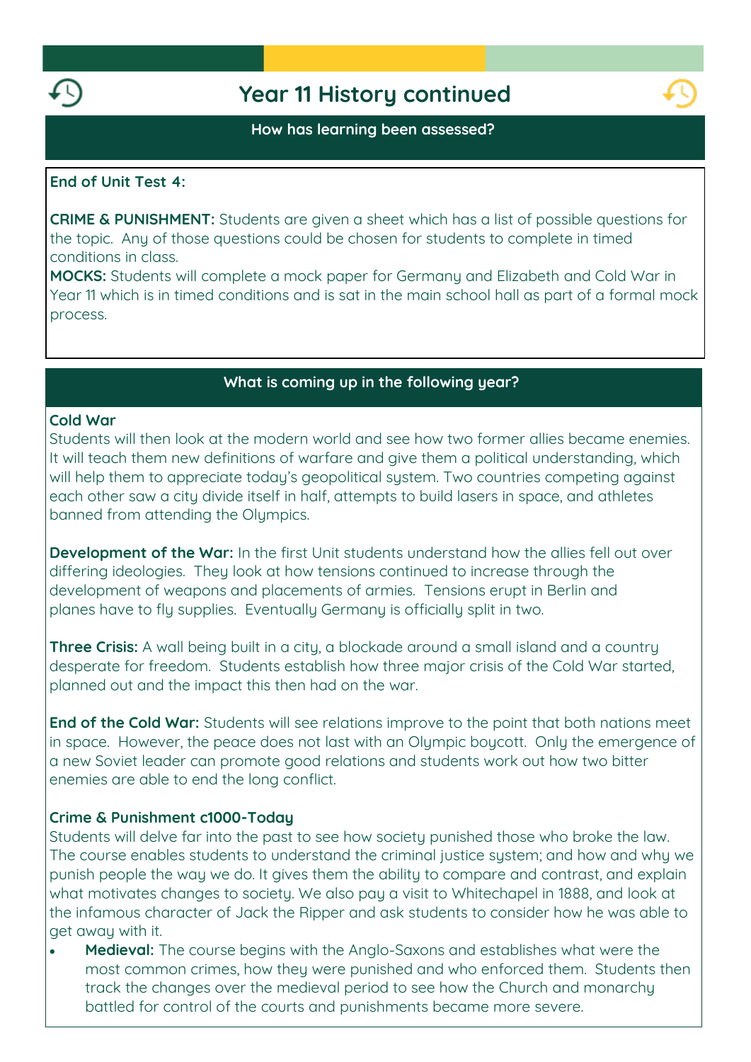# Year 11 History continued

## How has learning been assessed?

**End of Unit Test 4:**

**CRIME & PUNISHMENT:** Students are given a sheet which has a list of possible questions for the topic. Any of those questions could be chosen for students to complete in timed conditions in class.
**MOCKS:** Students will complete a mock paper for Germany and Elizabeth and Cold War in Year 11 which is in timed conditions and is sat in the main school hall as part of a formal mock process.

## What is coming up in the following year?

**Cold War**
Students will then look at the modern world and see how two former allies became enemies. It will teach them new definitions of warfare and give them a political understanding, which will help them to appreciate today's geopolitical system. Two countries competing against each other saw a city divide itself in half, attempts to build lasers in space, and athletes banned from attending the Olympics.

**Development of the War:** In the first Unit students understand how the allies fell out over differing ideologies. They look at how tensions continued to increase through the development of weapons and placements of armies. Tensions erupt in Berlin and planes have to fly supplies. Eventually Germany is officially split in two.

**Three Crisis:** A wall being built in a city, a blockade around a small island and a country desperate for freedom. Students establish how three major crisis of the Cold War started, planned out and the impact this then had on the war.

**End of the Cold War:** Students will see relations improve to the point that both nations meet in space. However, the peace does not last with an Olympic boycott. Only the emergence of a new Soviet leader can promote good relations and students work out how two bitter enemies are able to end the long conflict.

**Crime & Punishment c1000-Today**
Students will delve far into the past to see how society punished those who broke the law. The course enables students to understand the criminal justice system; and how and why we punish people the way we do. It gives them the ability to compare and contrast, and explain what motivates changes to society. We also pay a visit to Whitechapel in 1888, and look at the infamous character of Jack the Ripper and ask students to consider how he was able to get away with it.

- **Medieval:** The course begins with the Anglo-Saxons and establishes what were the most common crimes, how they were punished and who enforced them. Students then track the changes over the medieval period to see how the Church and monarchy battled for control of the courts and punishments became more severe.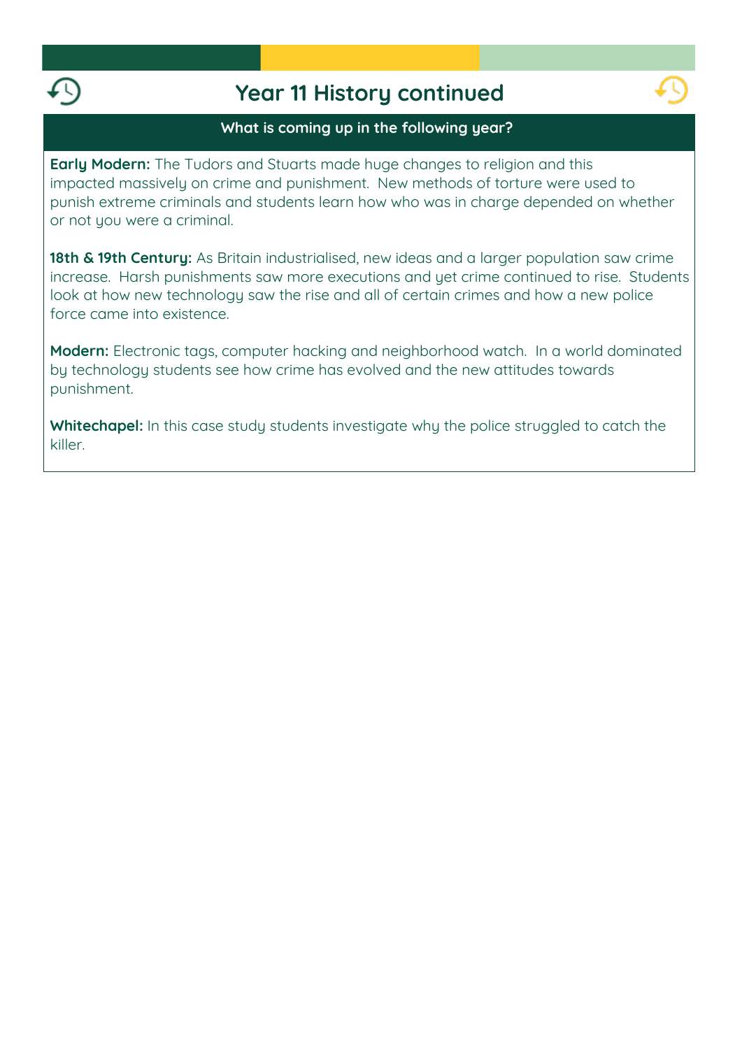# Year 11 History continued

## What is coming up in the following year?

**Early Modern:** The Tudors and Stuarts made huge changes to religion and this impacted massively on crime and punishment. New methods of torture were used to punish extreme criminals and students learn how who was in charge depended on whether or not you were a criminal.

**18th & 19th Century:** As Britain industrialised, new ideas and a larger population saw crime increase. Harsh punishments saw more executions and yet crime continued to rise. Students look at how new technology saw the rise and all of certain crimes and how a new police force came into existence.

**Modern:** Electronic tags, computer hacking and neighborhood watch. In a world dominated by technology students see how crime has evolved and the new attitudes towards punishment.

**Whitechapel:** In this case study students investigate why the police struggled to catch the killer.